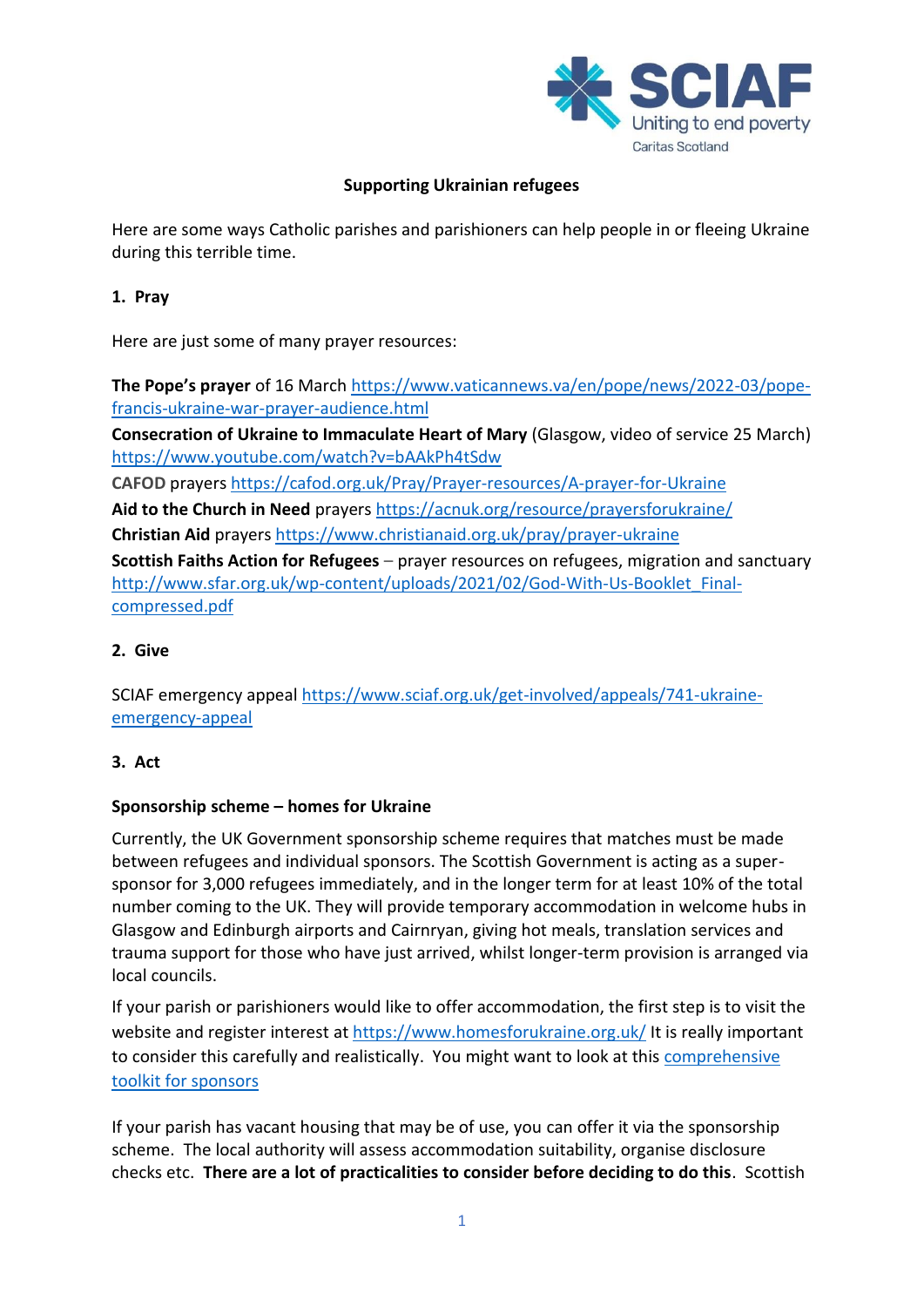SCIAF
Uniting to end poverty
Caritas Scotland

## Supporting Ukrainian refugees

Here are some ways Catholic parishes and parishioners can help people in or fleeing Ukraine during this terrible time.

### 1. Pray

Here are just some of many prayer resources:

**The Pope's prayer** of 16 March https://www.vaticannews.va/en/pope/news/2022-03/pope-francis-ukraine-war-prayer-audience.html

**Consecration of Ukraine to Immaculate Heart of Mary** (Glasgow, video of service 25 March) https://www.youtube.com/watch?v=bAAkPh4tSdw

**CAFOD** prayers https://cafod.org.uk/Pray/Prayer-resources/A-prayer-for-Ukraine

**Aid to the Church in Need** prayers https://acnuk.org/resource/prayersforukraine/

**Christian Aid** prayers https://www.christianaid.org.uk/pray/prayer-ukraine

**Scottish Faiths Action for Refugees** – prayer resources on refugees, migration and sanctuary http://www.sfar.org.uk/wp-content/uploads/2021/02/God-With-Us-Booklet_Final-compressed.pdf

### 2. Give

SCIAF emergency appeal https://www.sciaf.org.uk/get-involved/appeals/741-ukraine-emergency-appeal

### 3. Act

**Sponsorship scheme – homes for Ukraine**

Currently, the UK Government sponsorship scheme requires that matches must be made between refugees and individual sponsors. The Scottish Government is acting as a super-sponsor for 3,000 refugees immediately, and in the longer term for at least 10% of the total number coming to the UK. They will provide temporary accommodation in welcome hubs in Glasgow and Edinburgh airports and Cairnryan, giving hot meals, translation services and trauma support for those who have just arrived, whilst longer-term provision is arranged via local councils.

If your parish or parishioners would like to offer accommodation, the first step is to visit the website and register interest at https://www.homesforukraine.org.uk/ It is really important to consider this carefully and realistically. You might want to look at this comprehensive toolkit for sponsors

If your parish has vacant housing that may be of use, you can offer it via the sponsorship scheme. The local authority will assess accommodation suitability, organise disclosure checks etc. **There are a lot of practicalities to consider before deciding to do this**. Scottish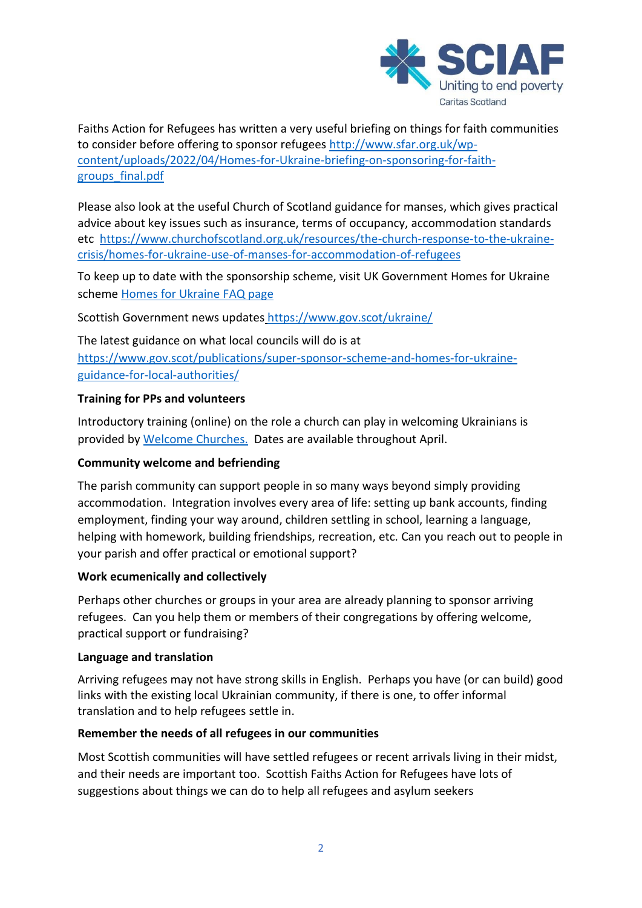Faiths Action for Refugees has written a very useful briefing on things for faith communities to consider before offering to sponsor refugees [http://www.sfar.org.uk/wp-content/uploads/2022/04/Homes-for-Ukraine-briefing-on-sponsoring-for-faith-groups_final.pdf](http://www.sfar.org.uk/wp-content/uploads/2022/04/Homes-for-Ukraine-briefing-on-sponsoring-for-faith-groups_final.pdf)

Please also look at the useful Church of Scotland guidance for manses, which gives practical advice about key issues such as insurance, terms of occupancy, accommodation standards etc [https://www.churchofscotland.org.uk/resources/the-church-response-to-the-ukraine-crisis/homes-for-ukraine-use-of-manses-for-accommodation-of-refugees](https://www.churchofscotland.org.uk/resources/the-church-response-to-the-ukraine-crisis/homes-for-ukraine-use-of-manses-for-accommodation-of-refugees)

To keep up to date with the sponsorship scheme, visit UK Government Homes for Ukraine scheme Homes for Ukraine FAQ page

Scottish Government news updates [https://www.gov.scot/ukraine/](https://www.gov.scot/ukraine/)

The latest guidance on what local councils will do is at [https://www.gov.scot/publications/super-sponsor-scheme-and-homes-for-ukraine-guidance-for-local-authorities/](https://www.gov.scot/publications/super-sponsor-scheme-and-homes-for-ukraine-guidance-for-local-authorities/)

**Training for PPs and volunteers**

Introductory training (online) on the role a church can play in welcoming Ukrainians is provided by Welcome Churches. Dates are available throughout April.

**Community welcome and befriending**

The parish community can support people in so many ways beyond simply providing accommodation. Integration involves every area of life: setting up bank accounts, finding employment, finding your way around, children settling in school, learning a language, helping with homework, building friendships, recreation, etc. Can you reach out to people in your parish and offer practical or emotional support?

**Work ecumenically and collectively**

Perhaps other churches or groups in your area are already planning to sponsor arriving refugees. Can you help them or members of their congregations by offering welcome, practical support or fundraising?

**Language and translation**

Arriving refugees may not have strong skills in English. Perhaps you have (or can build) good links with the existing local Ukrainian community, if there is one, to offer informal translation and to help refugees settle in.

**Remember the needs of all refugees in our communities**

Most Scottish communities will have settled refugees or recent arrivals living in their midst, and their needs are important too. Scottish Faiths Action for Refugees have lots of suggestions about things we can do to help all refugees and asylum seekers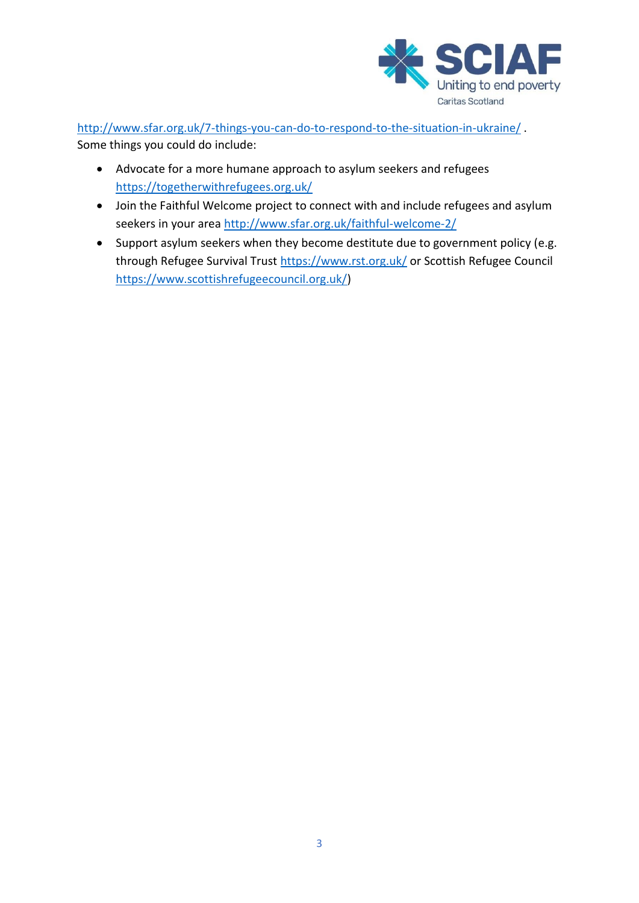http://www.sfar.org.uk/7-things-you-can-do-to-respond-to-the-situation-in-ukraine/ .
Some things you could do include:

- Advocate for a more humane approach to asylum seekers and refugees https://togetherwithrefugees.org.uk/
- Join the Faithful Welcome project to connect with and include refugees and asylum seekers in your area http://www.sfar.org.uk/faithful-welcome-2/
- Support asylum seekers when they become destitute due to government policy (e.g. through Refugee Survival Trust https://www.rst.org.uk/ or Scottish Refugee Council https://www.scottishrefugeecouncil.org.uk/)